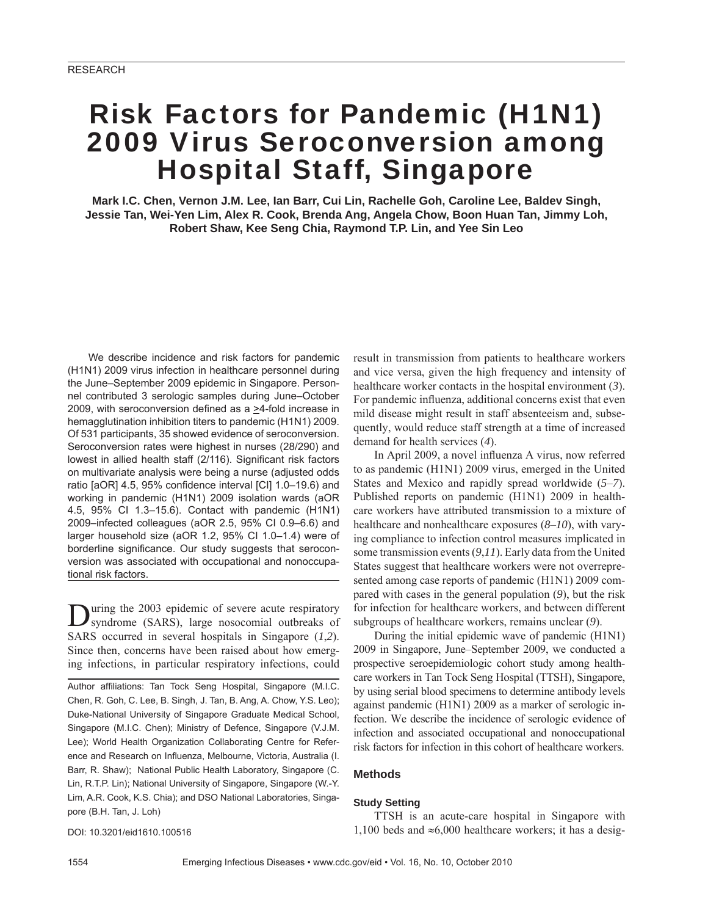# Risk Factors for Pandemic (H1N1) 2009 Virus Seroconversion among Hospital Staff, Singapore

**Mark I.C. Chen, Vernon J.M. Lee, Ian Barr, Cui Lin, Rachelle Goh, Caroline Lee, Baldev Singh, Jessie Tan, Wei-Yen Lim, Alex R. Cook, Brenda Ang, Angela Chow, Boon Huan Tan, Jimmy Loh, Robert Shaw, Kee Seng Chia, Raymond T.P. Lin, and Yee Sin Leo**

We describe incidence and risk factors for pandemic (H1N1) 2009 virus infection in healthcare personnel during the June–September 2009 epidemic in Singapore. Personnel contributed 3 serologic samples during June–October 2009, with seroconversion defined as a ≥4-fold increase in hemagglutination inhibition titers to pandemic (H1N1) 2009. Of 531 participants, 35 showed evidence of seroconversion. Seroconversion rates were highest in nurses (28/290) and lowest in allied health staff (2/116). Significant risk factors on multivariate analysis were being a nurse (adjusted odds ratio [aOR] 4.5, 95% confidence interval [CI] 1.0–19.6) and working in pandemic (H1N1) 2009 isolation wards (aOR 4.5, 95% CI 1.3–15.6). Contact with pandemic (H1N1) 2009–infected colleagues (aOR 2.5, 95% CI 0.9–6.6) and larger household size (aOR 1.2, 95% CI 1.0–1.4) were of borderline significance. Our study suggests that seroconversion was associated with occupational and nonoccupational risk factors.

During the 2003 epidemic of severe acute respiratory syndrome (SARS), large nosocomial outbreaks of SARS occurred in several hospitals in Singapore (*1*,*2*). Since then, concerns have been raised about how emerging infections, in particular respiratory infections, could result in transmission from patients to healthcare workers and vice versa, given the high frequency and intensity of healthcare worker contacts in the hospital environment (*3*). For pandemic influenza, additional concerns exist that even mild disease might result in staff absenteeism and, subsequently, would reduce staff strength at a time of increased demand for health services (*4*).

Author affiliations: Tan Tock Seng Hospital, Singapore (M.I.C. Chen, R. Goh, C. Lee, B. Singh, J. Tan, B. Ang, A. Chow, Y.S. Leo); Duke-National University of Singapore Graduate Medical School, Singapore (M.I.C. Chen); Ministry of Defence, Singapore (V.J.M. Lee); World Health Organization Collaborating Centre for Reference and Research on Influenza, Melbourne, Victoria, Australia (I. Barr, R. Shaw); National Public Health Laboratory, Singapore (C. Lin, R.T.P. Lin); National University of Singapore, Singapore (W.-Y. Lim, A.R. Cook, K.S. Chia); and DSO National Laboratories, Singapore (B.H. Tan, J. Loh)

DOI: 10.3201/eid1610.100516

In April 2009, a novel influenza A virus, now referred to as pandemic (H1N1) 2009 virus, emerged in the United States and Mexico and rapidly spread worldwide (*5*–*7*). Published reports on pandemic (H1N1) 2009 in healthcare workers have attributed transmission to a mixture of healthcare and nonhealthcare exposures (*8*–*10*), with varying compliance to infection control measures implicated in some transmission events (*9*,*11*). Early data from the United States suggest that healthcare workers were not overrepresented among case reports of pandemic (H1N1) 2009 compared with cases in the general population (*9*), but the risk for infection for healthcare workers, and between different subgroups of healthcare workers, remains unclear (*9*).

During the initial epidemic wave of pandemic (H1N1) 2009 in Singapore, June–September 2009, we conducted a prospective seroepidemiologic cohort study among healthcare workers in Tan Tock Seng Hospital (TTSH), Singapore, by using serial blood specimens to determine antibody levels against pandemic (H1N1) 2009 as a marker of serologic infection. We describe the incidence of serologic evidence of infection and associated occupational and nonoccupational risk factors for infection in this cohort of healthcare workers.

## Methods

### Study Setting

TTSH is an acute-care hospital in Singapore with 1,100 beds and ≈6,000 healthcare workers; it has a desig-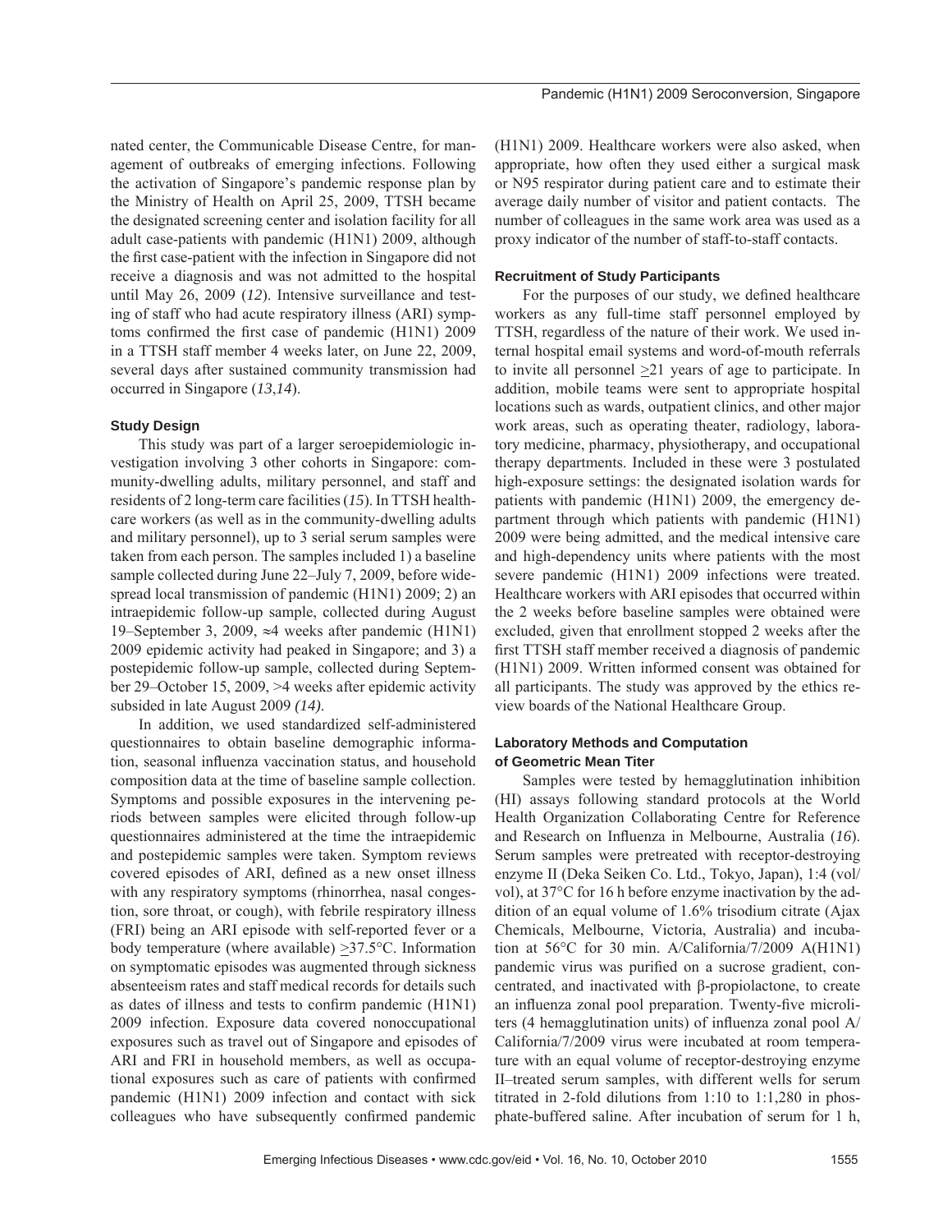nated center, the Communicable Disease Centre, for management of outbreaks of emerging infections. Following the activation of Singapore's pandemic response plan by the Ministry of Health on April 25, 2009, TTSH became the designated screening center and isolation facility for all adult case-patients with pandemic (H1N1) 2009, although the first case-patient with the infection in Singapore did not receive a diagnosis and was not admitted to the hospital until May 26, 2009 (*12*). Intensive surveillance and testing of staff who had acute respiratory illness (ARI) symptoms confirmed the first case of pandemic (H1N1) 2009 in a TTSH staff member 4 weeks later, on June 22, 2009, several days after sustained community transmission had occurred in Singapore (*13*,*14*).

### Study Design

This study was part of a larger seroepidemiologic investigation involving 3 other cohorts in Singapore: community-dwelling adults, military personnel, and staff and residents of 2 long-term care facilities (*15*). In TTSH healthcare workers (as well as in the community-dwelling adults and military personnel), up to 3 serial serum samples were taken from each person. The samples included 1) a baseline sample collected during June 22–July 7, 2009, before widespread local transmission of pandemic (H1N1) 2009; 2) an intraepidemic follow-up sample, collected during August 19–September 3, 2009, ≈4 weeks after pandemic (H1N1) 2009 epidemic activity had peaked in Singapore; and 3) a postepidemic follow-up sample, collected during September 29–October 15, 2009, >4 weeks after epidemic activity subsided in late August 2009 *(14)*.

In addition, we used standardized self-administered questionnaires to obtain baseline demographic information, seasonal influenza vaccination status, and household composition data at the time of baseline sample collection. Symptoms and possible exposures in the intervening periods between samples were elicited through follow-up questionnaires administered at the time the intraepidemic and postepidemic samples were taken. Symptom reviews covered episodes of ARI, defined as a new onset illness with any respiratory symptoms (rhinorrhea, nasal congestion, sore throat, or cough), with febrile respiratory illness (FRI) being an ARI episode with self-reported fever or a body temperature (where available) ≥37.5°C. Information on symptomatic episodes was augmented through sickness absenteeism rates and staff medical records for details such as dates of illness and tests to confirm pandemic (H1N1) 2009 infection. Exposure data covered nonoccupational exposures such as travel out of Singapore and episodes of ARI and FRI in household members, as well as occupational exposures such as care of patients with confirmed pandemic (H1N1) 2009 infection and contact with sick colleagues who have subsequently confirmed pandemic (H1N1) 2009. Healthcare workers were also asked, when appropriate, how often they used either a surgical mask or N95 respirator during patient care and to estimate their average daily number of visitor and patient contacts. The number of colleagues in the same work area was used as a proxy indicator of the number of staff-to-staff contacts.

### Recruitment of Study Participants

For the purposes of our study, we defined healthcare workers as any full-time staff personnel employed by TTSH, regardless of the nature of their work. We used internal hospital email systems and word-of-mouth referrals to invite all personnel ≥21 years of age to participate. In addition, mobile teams were sent to appropriate hospital locations such as wards, outpatient clinics, and other major work areas, such as operating theater, radiology, laboratory medicine, pharmacy, physiotherapy, and occupational therapy departments. Included in these were 3 postulated high-exposure settings: the designated isolation wards for patients with pandemic (H1N1) 2009, the emergency department through which patients with pandemic (H1N1) 2009 were being admitted, and the medical intensive care and high-dependency units where patients with the most severe pandemic (H1N1) 2009 infections were treated. Healthcare workers with ARI episodes that occurred within the 2 weeks before baseline samples were obtained were excluded, given that enrollment stopped 2 weeks after the first TTSH staff member received a diagnosis of pandemic (H1N1) 2009. Written informed consent was obtained for all participants. The study was approved by the ethics review boards of the National Healthcare Group.

### Laboratory Methods and Computation of Geometric Mean Titer

Samples were tested by hemagglutination inhibition (HI) assays following standard protocols at the World Health Organization Collaborating Centre for Reference and Research on Influenza in Melbourne, Australia (*16*). Serum samples were pretreated with receptor-destroying enzyme II (Deka Seiken Co. Ltd., Tokyo, Japan), 1:4 (vol/vol), at 37°C for 16 h before enzyme inactivation by the addition of an equal volume of 1.6% trisodium citrate (Ajax Chemicals, Melbourne, Victoria, Australia) and incubation at 56°C for 30 min. A/California/7/2009 A(H1N1) pandemic virus was purified on a sucrose gradient, concentrated, and inactivated with β-propiolactone, to create an influenza zonal pool preparation. Twenty-five microliters (4 hemagglutination units) of influenza zonal pool A/California/7/2009 virus were incubated at room temperature with an equal volume of receptor-destroying enzyme II–treated serum samples, with different wells for serum titrated in 2-fold dilutions from 1:10 to 1:1,280 in phosphate-buffered saline. After incubation of serum for 1 h,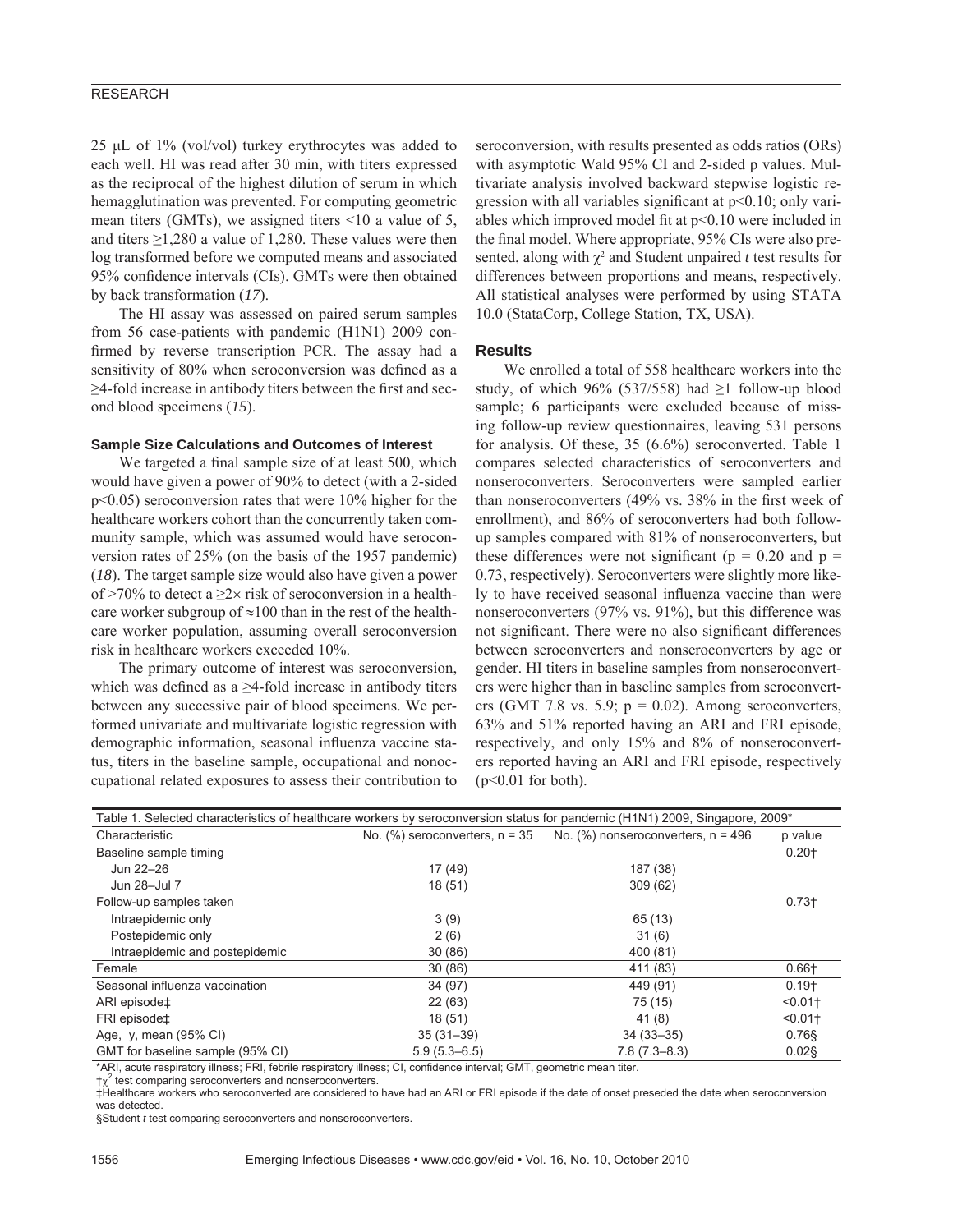25 μL of 1% (vol/vol) turkey erythrocytes was added to each well. HI was read after 30 min, with titers expressed as the reciprocal of the highest dilution of serum in which hemagglutination was prevented. For computing geometric mean titers (GMTs), we assigned titers <10 a value of 5, and titers ≥1,280 a value of 1,280. These values were then log transformed before we computed means and associated 95% confidence intervals (CIs). GMTs were then obtained by back transformation (*17*).

The HI assay was assessed on paired serum samples from 56 case-patients with pandemic (H1N1) 2009 confirmed by reverse transcription–PCR. The assay had a sensitivity of 80% when seroconversion was defined as a ≥4-fold increase in antibody titers between the first and second blood specimens (*15*).

### Sample Size Calculations and Outcomes of Interest

We targeted a final sample size of at least 500, which would have given a power of 90% to detect (with a 2-sided p<0.05) seroconversion rates that were 10% higher for the healthcare workers cohort than the concurrently taken community sample, which was assumed would have seroconversion rates of 25% (on the basis of the 1957 pandemic) (*18*). The target sample size would also have given a power of >70% to detect a ≥2× risk of seroconversion in a healthcare worker subgroup of ≈100 than in the rest of the healthcare worker population, assuming overall seroconversion risk in healthcare workers exceeded 10%.

The primary outcome of interest was seroconversion, which was defined as a ≥4-fold increase in antibody titers between any successive pair of blood specimens. We performed univariate and multivariate logistic regression with demographic information, seasonal influenza vaccine status, titers in the baseline sample, occupational and nonoccupational related exposures to assess their contribution to seroconversion, with results presented as odds ratios (ORs) with asymptotic Wald 95% CI and 2-sided p values. Multivariate analysis involved backward stepwise logistic regression with all variables significant at p<0.10; only variables which improved model fit at p<0.10 were included in the final model. Where appropriate, 95% CIs were also presented, along with $\chi^2$ and Student unpaired *t* test results for differences between proportions and means, respectively. All statistical analyses were performed by using STATA 10.0 (StataCorp, College Station, TX, USA).

## Results

We enrolled a total of 558 healthcare workers into the study, of which 96% (537/558) had ≥1 follow-up blood sample; 6 participants were excluded because of missing follow-up review questionnaires, leaving 531 persons for analysis. Of these, 35 (6.6%) seroconverted. Table 1 compares selected characteristics of seroconverters and nonseroconverters. Seroconverters were sampled earlier than nonseroconverters (49% vs. 38% in the first week of enrollment), and 86% of seroconverters had both follow-up samples compared with 81% of nonseroconverters, but these differences were not significant (p = 0.20 and p = 0.73, respectively). Seroconverters were slightly more likely to have received seasonal influenza vaccine than were nonseroconverters (97% vs. 91%), but this difference was not significant. There were no also significant differences between seroconverters and nonseroconverters by age or gender. HI titers in baseline samples from nonseroconverters were higher than in baseline samples from seroconverters (GMT 7.8 vs. 5.9; p = 0.02). Among seroconverters, 63% and 51% reported having an ARI and FRI episode, respectively, and only 15% and 8% of nonseroconverters reported having an ARI and FRI episode, respectively (p<0.01 for both).

Table 1. Selected characteristics of healthcare workers by seroconversion status for pandemic (H1N1) 2009, Singapore, 2009*

| Characteristic | No. (%) seroconverters, n = 35 | No. (%) nonseroconverters, n = 496 | p value |
|---|---|---|---|
| Baseline sample timing | | | 0.20† |
| Jun 22–26 | 17 (49) | 187 (38) | |
| Jun 28–Jul 7 | 18 (51) | 309 (62) | |
| Follow-up samples taken | | | 0.73† |
| Intraepidemic only | 3 (9) | 65 (13) | |
| Postepidemic only | 2 (6) | 31 (6) | |
| Intraepidemic and postepidemic | 30 (86) | 400 (81) | |
| Female | 30 (86) | 411 (83) | 0.66† |
| Seasonal influenza vaccination | 34 (97) | 449 (91) | 0.19† |
| ARI episode‡ | 22 (63) | 75 (15) | <0.01† |
| FRI episode‡ | 18 (51) | 41 (8) | <0.01† |
| Age, y, mean (95% CI) | 35 (31–39) | 34 (33–35) | 0.76§ |
| GMT for baseline sample (95% CI) | 5.9 (5.3–6.5) | 7.8 (7.3–8.3) | 0.02§ |

*ARI, acute respiratory illness; FRI, febrile respiratory illness; CI, confidence interval; GMT, geometric mean titer.
†$\chi^2$ test comparing seroconverters and nonseroconverters.
‡Healthcare workers who seroconverted are considered to have had an ARI or FRI episode if the date of onset preseded the date when seroconversion was detected.
§Student *t* test comparing seroconverters and nonseroconverters.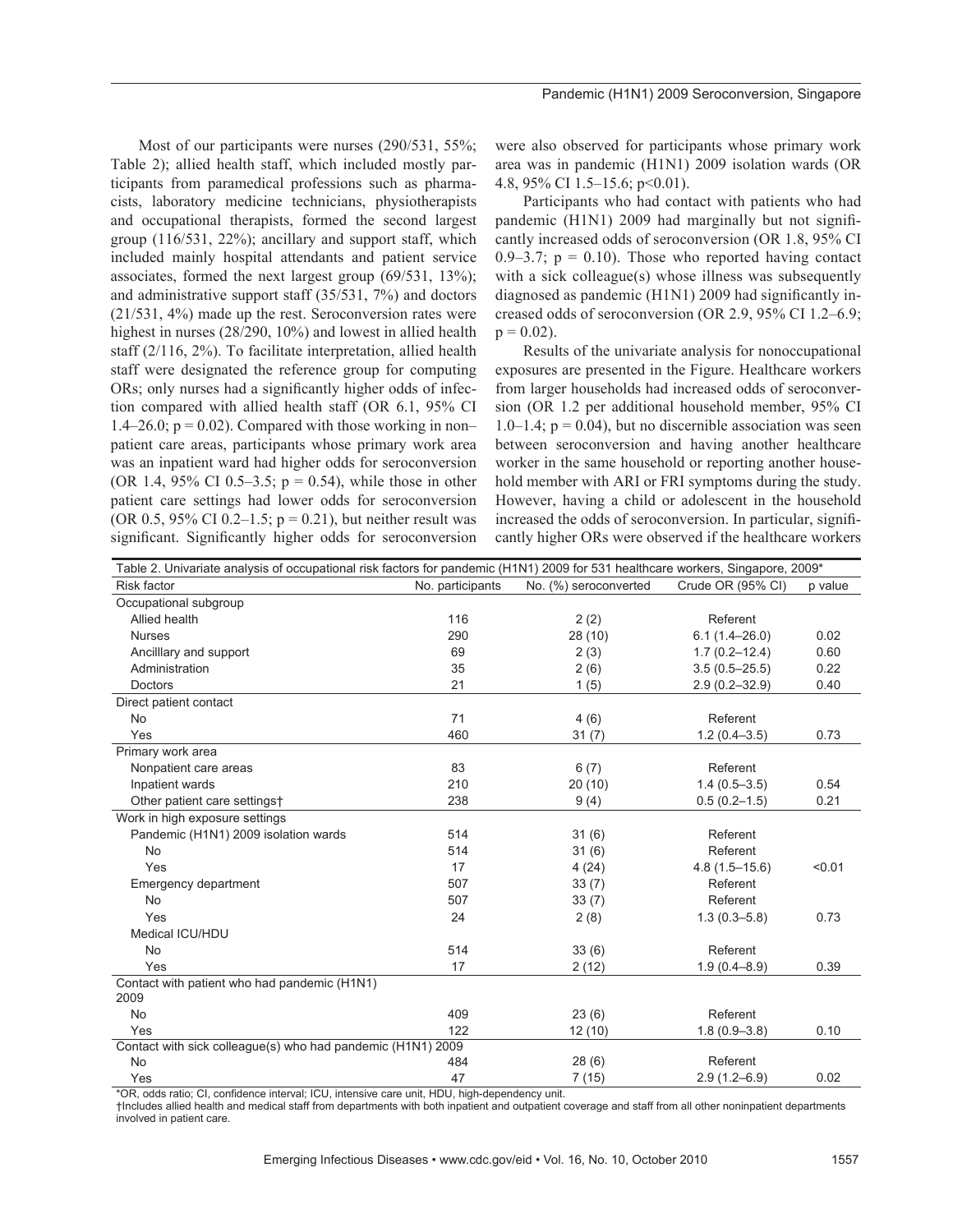Most of our participants were nurses (290/531, 55%; Table 2); allied health staff, which included mostly participants from paramedical professions such as pharmacists, laboratory medicine technicians, physiotherapists and occupational therapists, formed the second largest group (116/531, 22%); ancillary and support staff, which included mainly hospital attendants and patient service associates, formed the next largest group (69/531, 13%); and administrative support staff (35/531, 7%) and doctors (21/531, 4%) made up the rest. Seroconversion rates were highest in nurses (28/290, 10%) and lowest in allied health staff (2/116, 2%). To facilitate interpretation, allied health staff were designated the reference group for computing ORs; only nurses had a significantly higher odds of infection compared with allied health staff (OR 6.1, 95% CI 1.4–26.0; p = 0.02). Compared with those working in non–patient care areas, participants whose primary work area was an inpatient ward had higher odds for seroconversion (OR 1.4, 95% CI 0.5–3.5; p = 0.54), while those in other patient care settings had lower odds for seroconversion (OR 0.5, 95% CI 0.2–1.5; p = 0.21), but neither result was significant. Significantly higher odds for seroconversion were also observed for participants whose primary work area was in pandemic (H1N1) 2009 isolation wards (OR 4.8, 95% CI 1.5–15.6; p<0.01).

Participants who had contact with patients who had pandemic (H1N1) 2009 had marginally but not significantly increased odds of seroconversion (OR 1.8, 95% CI 0.9–3.7; p = 0.10). Those who reported having contact with a sick colleague(s) whose illness was subsequently diagnosed as pandemic (H1N1) 2009 had significantly increased odds of seroconversion (OR 2.9, 95% CI 1.2–6.9; p = 0.02).

Results of the univariate analysis for nonoccupational exposures are presented in the Figure. Healthcare workers from larger households had increased odds of seroconversion (OR 1.2 per additional household member, 95% CI 1.0–1.4; p = 0.04), but no discernible association was seen between seroconversion and having another healthcare worker in the same household or reporting another household member with ARI or FRI symptoms during the study. However, having a child or adolescent in the household increased the odds of seroconversion. In particular, significantly higher ORs were observed if the healthcare workers

Table 2. Univariate analysis of occupational risk factors for pandemic (H1N1) 2009 for 531 healthcare workers, Singapore, 2009*

| Risk factor | No. participants | No. (%) seroconverted | Crude OR (95% CI) | p value |
|---|---|---|---|---|
| Occupational subgroup | | | | |
| Allied health | 116 | 2 (2) | Referent | |
| Nurses | 290 | 28 (10) | 6.1 (1.4–26.0) | 0.02 |
| Ancilllary and support | 69 | 2 (3) | 1.7 (0.2–12.4) | 0.60 |
| Administration | 35 | 2 (6) | 3.5 (0.5–25.5) | 0.22 |
| Doctors | 21 | 1 (5) | 2.9 (0.2–32.9) | 0.40 |
| Direct patient contact | | | | |
| No | 71 | 4 (6) | Referent | |
| Yes | 460 | 31 (7) | 1.2 (0.4–3.5) | 0.73 |
| Primary work area | | | | |
| Nonpatient care areas | 83 | 6 (7) | Referent | |
| Inpatient wards | 210 | 20 (10) | 1.4 (0.5–3.5) | 0.54 |
| Other patient care settings† | 238 | 9 (4) | 0.5 (0.2–1.5) | 0.21 |
| Work in high exposure settings | | | | |
| Pandemic (H1N1) 2009 isolation wards | 514 | 31 (6) | Referent | |
| No | 514 | 31 (6) | Referent | |
| Yes | 17 | 4 (24) | 4.8 (1.5–15.6) | <0.01 |
| Emergency department | 507 | 33 (7) | Referent | |
| No | 507 | 33 (7) | Referent | |
| Yes | 24 | 2 (8) | 1.3 (0.3–5.8) | 0.73 |
| Medical ICU/HDU | | | | |
| No | 514 | 33 (6) | Referent | |
| Yes | 17 | 2 (12) | 1.9 (0.4–8.9) | 0.39 |
| Contact with patient who had pandemic (H1N1) 2009 | | | | |
| No | 409 | 23 (6) | Referent | |
| Yes | 122 | 12 (10) | 1.8 (0.9–3.8) | 0.10 |
| Contact with sick colleague(s) who had pandemic (H1N1) 2009 | | | | |
| No | 484 | 28 (6) | Referent | |
| Yes | 47 | 7 (15) | 2.9 (1.2–6.9) | 0.02 |

*OR, odds ratio; CI, confidence interval; ICU, intensive care unit, HDU, high-dependency unit.
†Includes allied health and medical staff from departments with both inpatient and outpatient coverage and staff from all other noninpatient departments involved in patient care.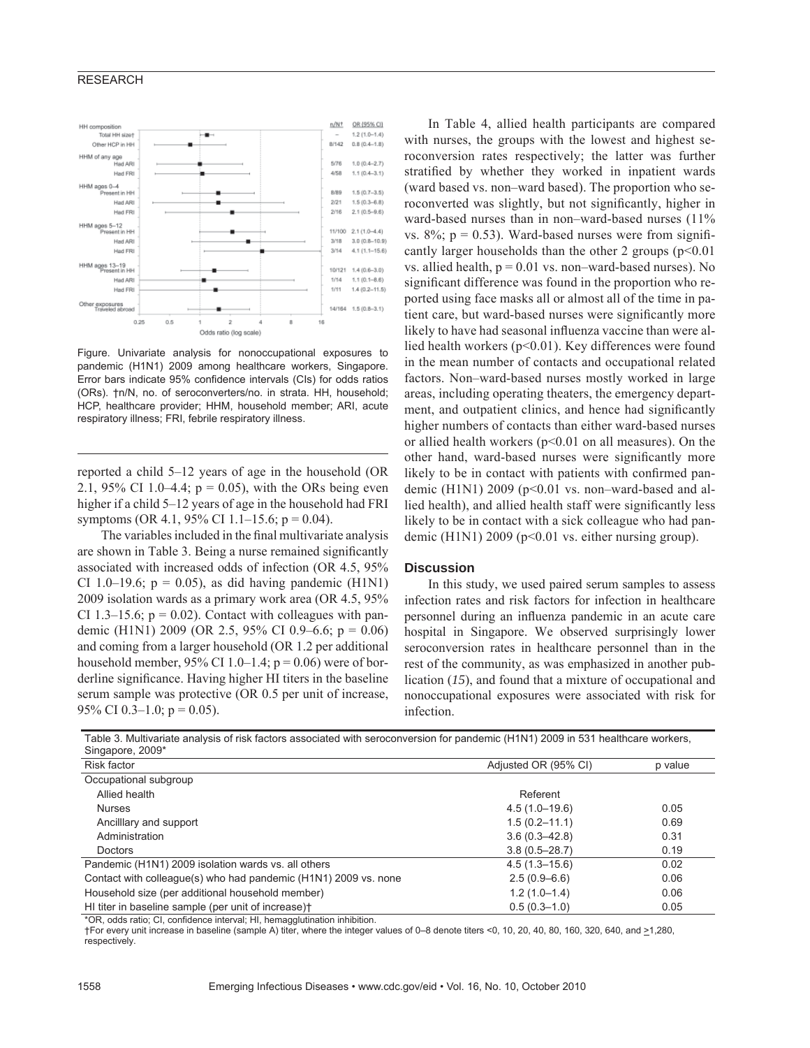HH composition | n/N† | OR (95% CI)
--- | --- | ---
Total HH size† | – | 1.2 (1.0–1.4)
Other HCP in HH | 8/142 | 0.8 (0.4–1.8)
HHM of any age | | 
Had ARI | 5/76 | 1.0 (0.4–2.7)
Had FRI | 4/58 | 1.1 (0.4–3.1)
HHM ages 0–4 | | 
Present in HH | 8/89 | 1.5 (0.7–3.5)
Had ARI | 2/21 | 1.5 (0.3–6.8)
Had FRI | 2/16 | 2.1 (0.5–9.6)
HHM ages 5–12 | | 
Present in HH | 11/100 | 2.1 (1.0–4.4)
Had ARI | 3/18 | 3.0 (0.8–10.9)
Had FRI | 3/14 | 4.1 (1.1–15.6)
HHM ages 13–19 | | 
Present in HH | 10/121 | 1.4 (0.6–3.0)
Had ARI | 1/14 | 1.1 (0.1–8.6)
Had FRI | 1/11 | 1.4 (0.2–11.5)
Other exposures | | 
Traveled abroad | 14/164 | 1.5 (0.8–3.1)

Figure. Univariate analysis for nonoccupational exposures to pandemic (H1N1) 2009 among healthcare workers, Singapore. Error bars indicate 95% confidence intervals (CIs) for odds ratios (ORs). †n/N, no. of seroconverters/no. in strata. HH, household; HCP, healthcare provider; HHM, household member; ARI, acute respiratory illness; FRI, febrile respiratory illness.

reported a child 5–12 years of age in the household (OR 2.1, 95% CI 1.0–4.4; p = 0.05), with the ORs being even higher if a child 5–12 years of age in the household had FRI symptoms (OR 4.1, 95% CI 1.1–15.6; p = 0.04).

The variables included in the final multivariate analysis are shown in Table 3. Being a nurse remained significantly associated with increased odds of infection (OR 4.5, 95% CI 1.0–19.6; p = 0.05), as did having pandemic (H1N1) 2009 isolation wards as a primary work area (OR 4.5, 95% CI 1.3–15.6; p = 0.02). Contact with colleagues with pandemic (H1N1) 2009 (OR 2.5, 95% CI 0.9–6.6; p = 0.06) and coming from a larger household (OR 1.2 per additional household member, 95% CI 1.0–1.4; p = 0.06) were of borderline significance. Having higher HI titers in the baseline serum sample was protective (OR 0.5 per unit of increase, 95% CI 0.3–1.0; p = 0.05).

In Table 4, allied health participants are compared with nurses, the groups with the lowest and highest seroconversion rates respectively; the latter was further stratified by whether they worked in inpatient wards (ward based vs. non–ward based). The proportion who seroconverted was slightly, but not significantly, higher in ward-based nurses than in non–ward-based nurses (11% vs. 8%; p = 0.53). Ward-based nurses were from significantly larger households than the other 2 groups (p<0.01 vs. allied health, p = 0.01 vs. non–ward-based nurses). No significant difference was found in the proportion who reported using face masks all or almost all of the time in patient care, but ward-based nurses were significantly more likely to have had seasonal influenza vaccine than were allied health workers (p<0.01). Key differences were found in the mean number of contacts and occupational related factors. Non–ward-based nurses mostly worked in large areas, including operating theaters, the emergency department, and outpatient clinics, and hence had significantly higher numbers of contacts than either ward-based nurses or allied health workers (p<0.01 on all measures). On the other hand, ward-based nurses were significantly more likely to be in contact with patients with confirmed pandemic (H1N1) 2009 (p<0.01 vs. non–ward-based and allied health), and allied health staff were significantly less likely to be in contact with a sick colleague who had pandemic (H1N1) 2009 (p<0.01 vs. either nursing group).

## Discussion

In this study, we used paired serum samples to assess infection rates and risk factors for infection in healthcare personnel during an influenza pandemic in an acute care hospital in Singapore. We observed surprisingly lower seroconversion rates in healthcare personnel than in the rest of the community, as was emphasized in another publication (*15*), and found that a mixture of occupational and nonoccupational exposures were associated with risk for infection.

Table 3. Multivariate analysis of risk factors associated with seroconversion for pandemic (H1N1) 2009 in 531 healthcare workers, Singapore, 2009*

| Risk factor | Adjusted OR (95% CI) | p value |
|---|---|---|
| Occupational subgroup | | |
| Allied health | Referent | |
| Nurses | 4.5 (1.0–19.6) | 0.05 |
| Ancilllary and support | 1.5 (0.2–11.1) | 0.69 |
| Administration | 3.6 (0.3–42.8) | 0.31 |
| Doctors | 3.8 (0.5–28.7) | 0.19 |
| Pandemic (H1N1) 2009 isolation wards vs. all others | 4.5 (1.3–15.6) | 0.02 |
| Contact with colleague(s) who had pandemic (H1N1) 2009 vs. none | 2.5 (0.9–6.6) | 0.06 |
| Household size (per additional household member) | 1.2 (1.0–1.4) | 0.06 |
| HI titer in baseline sample (per unit of increase)† | 0.5 (0.3–1.0) | 0.05 |

*OR, odds ratio; CI, confidence interval; HI, hemagglutination inhibition.
†For every unit increase in baseline (sample A) titer, where the integer values of 0–8 denote titers <0, 10, 20, 40, 80, 160, 320, 640, and ≥1,280, respectively.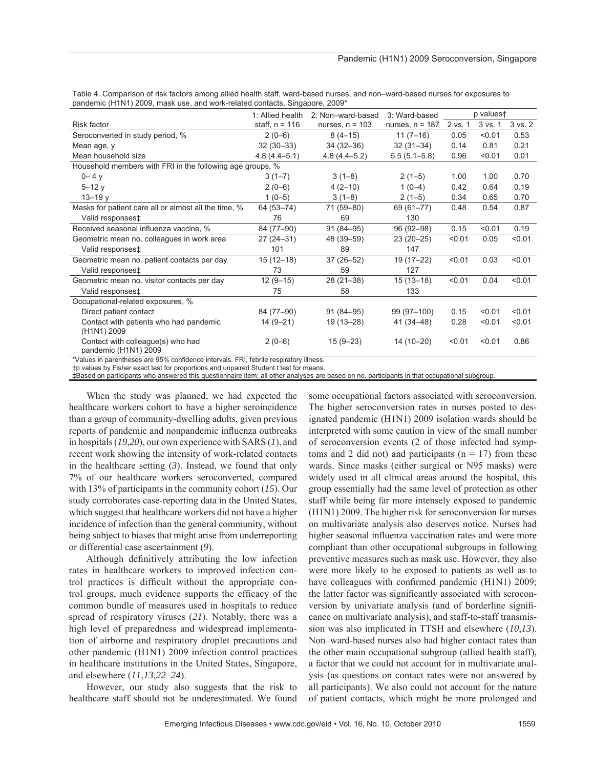Table 4. Comparison of risk factors among allied health staff, ward-based nurses, and non–ward-based nurses for exposures to pandemic (H1N1) 2009, mask use, and work-related contacts, Singapore, 2009*

| Risk factor | 1: Allied health staff, n = 116 | 2: Non–ward-based nurses, n = 103 | 3: Ward-based nurses, n = 187 | p values† | | |
|---|---|---|---|---|---|---|
| | | | | 2 vs. 1 | 3 vs. 1 | 3 vs. 2 |
| Seroconverted in study period, % | 2 (0–6) | 8 (4–15) | 11 (7–16) | 0.05 | <0.01 | 0.53 |
| Mean age, y | 32 (30–33) | 34 (32–36) | 32 (31–34) | 0.14 | 0.81 | 0.21 |
| Mean household size | 4.8 (4.4–5.1) | 4.8 (4.4–5.2) | 5.5 (5.1–5.8) | 0.96 | <0.01 | 0.01 |
| Household members with FRI in the following age groups, % | | | | | | |
| 0– 4 y | 3 (1–7) | 3 (1–8) | 2 (1–5) | 1.00 | 1.00 | 0.70 |
| 5–12 y | 2 (0–6) | 4 (2–10) | 1 (0–4) | 0.42 | 0.64 | 0.19 |
| 13–19 y | 1 (0–5) | 3 (1–8) | 2 (1–5) | 0.34 | 0.65 | 0.70 |
| Masks for patient care all or almost all the time, % | 64 (53–74) | 71 (59–80) | 69 (61–77) | 0.48 | 0.54 | 0.87 |
| Valid responses‡ | 76 | 69 | 130 | | | |
| Received seasonal influenza vaccine, % | 84 (77–90) | 91 (84–95) | 96 (92–98) | 0.15 | <0.01 | 0.19 |
| Geometric mean no. colleagues in work area | 27 (24–31) | 48 (39–59) | 23 (20–25) | <0.01 | 0.05 | <0.01 |
| Valid responses‡ | 101 | 89 | 147 | | | |
| Geometric mean no. patient contacts per day | 15 (12–18) | 37 (26–52) | 19 (17–22) | <0.01 | 0.03 | <0.01 |
| Valid responses‡ | 73 | 59 | 127 | | | |
| Geometric mean no. visitor contacts per day | 12 (9–15) | 28 (21–38) | 15 (13–18) | <0.01 | 0.04 | <0.01 |
| Valid responses‡ | 75 | 58 | 133 | | | |
| Occupational-related exposures, % | | | | | | |
| Direct patient contact | 84 (77–90) | 91 (84–95) | 99 (97–100) | 0.15 | <0.01 | <0.01 |
| Contact with patients who had pandemic (H1N1) 2009 | 14 (9–21) | 19 (13–28) | 41 (34–48) | 0.28 | <0.01 | <0.01 |
| Contact with colleague(s) who had pandemic (H1N1) 2009 | 2 (0–6) | 15 (9–23) | 14 (10–20) | <0.01 | <0.01 | 0.86 |

*Values in parentheses are 95% confidence intervals. FRI, febrile respiratory illness.
†p values by Fisher exact test for proportions and unpaired Student *t* test for means.
‡Based on participants who answered this questionnaire item; all other analyses are based on no. participants in that occupational subgroup.

When the study was planned, we had expected the healthcare workers cohort to have a higher seroincidence than a group of community-dwelling adults, given previous reports of pandemic and nonpandemic influenza outbreaks in hospitals (*19*,*20*), our own experience with SARS (*1*), and recent work showing the intensity of work-related contacts in the healthcare setting (*3*). Instead, we found that only 7% of our healthcare workers seroconverted, compared with 13% of participants in the community cohort (*15*). Our study corroborates case-reporting data in the United States, which suggest that healthcare workers did not have a higher incidence of infection than the general community, without being subject to biases that might arise from underreporting or differential case ascertainment (*9*).

Although definitively attributing the low infection rates in healthcare workers to improved infection control practices is difficult without the appropriate control groups, much evidence supports the efficacy of the common bundle of measures used in hospitals to reduce spread of respiratory viruses (*21*). Notably, there was a high level of preparedness and widespread implementation of airborne and respiratory droplet precautions and other pandemic (H1N1) 2009 infection control practices in healthcare institutions in the United States, Singapore, and elsewhere (*11*,*13*,*22*–*24*).

However, our study also suggests that the risk to healthcare staff should not be underestimated. We found some occupational factors associated with seroconversion. The higher seroconversion rates in nurses posted to designated pandemic (H1N1) 2009 isolation wards should be interpreted with some caution in view of the small number of seroconversion events (2 of those infected had symptoms and 2 did not) and participants (n = 17) from these wards. Since masks (either surgical or N95 masks) were widely used in all clinical areas around the hospital, this group essentially had the same level of protection as other staff while being far more intensely exposed to pandemic (H1N1) 2009. The higher risk for seroconversion for nurses on multivariate analysis also deserves notice. Nurses had higher seasonal influenza vaccination rates and were more compliant than other occupational subgroups in following preventive measures such as mask use. However, they also were more likely to be exposed to patients as well as to have colleagues with confirmed pandemic (H1N1) 2009; the latter factor was significantly associated with seroconversion by univariate analysis (and of borderline significance on multivariate analysis), and staff-to-staff transmission was also implicated in TTSH and elsewhere (*10*,*13*). Non–ward-based nurses also had higher contact rates than the other main occupational subgroup (allied health staff), a factor that we could not account for in multivariate analysis (as questions on contact rates were not answered by all participants). We also could not account for the nature of patient contacts, which might be more prolonged and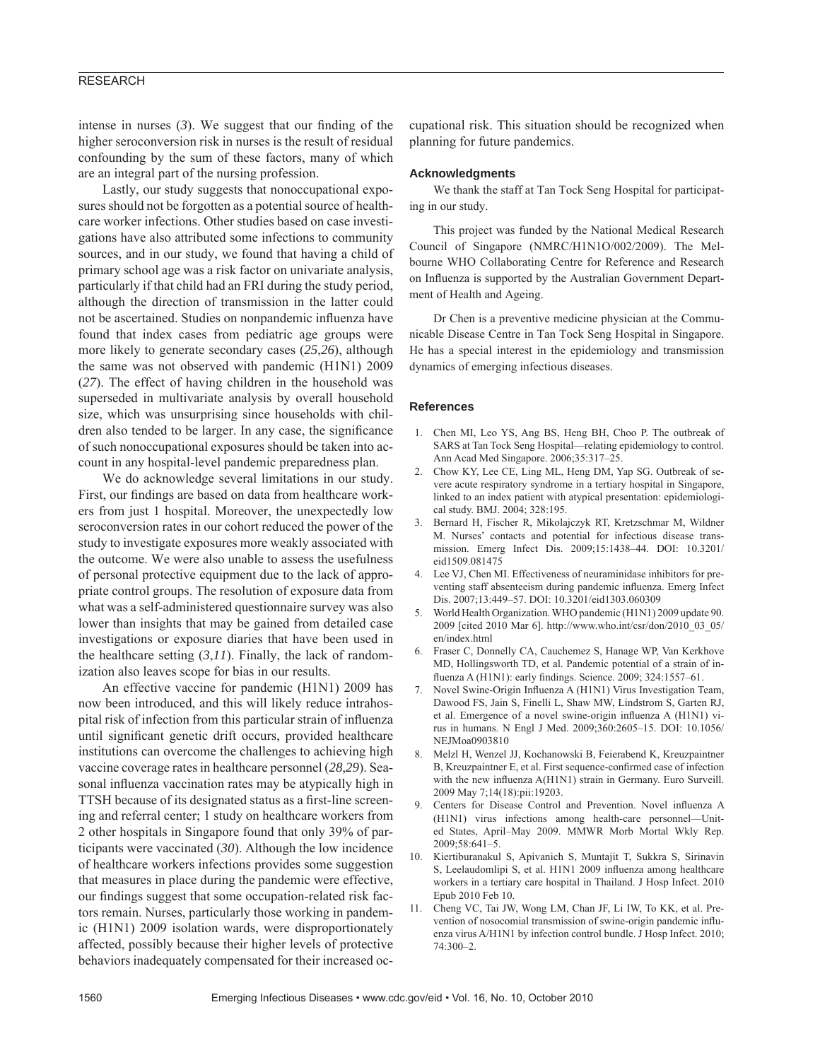intense in nurses (*3*). We suggest that our finding of the higher seroconversion risk in nurses is the result of residual confounding by the sum of these factors, many of which are an integral part of the nursing profession.

Lastly, our study suggests that nonoccupational exposures should not be forgotten as a potential source of healthcare worker infections. Other studies based on case investigations have also attributed some infections to community sources, and in our study, we found that having a child of primary school age was a risk factor on univariate analysis, particularly if that child had an FRI during the study period, although the direction of transmission in the latter could not be ascertained. Studies on nonpandemic influenza have found that index cases from pediatric age groups were more likely to generate secondary cases (*25*,*26*), although the same was not observed with pandemic (H1N1) 2009 (*27*). The effect of having children in the household was superseded in multivariate analysis by overall household size, which was unsurprising since households with children also tended to be larger. In any case, the significance of such nonoccupational exposures should be taken into account in any hospital-level pandemic preparedness plan.

We do acknowledge several limitations in our study. First, our findings are based on data from healthcare workers from just 1 hospital. Moreover, the unexpectedly low seroconversion rates in our cohort reduced the power of the study to investigate exposures more weakly associated with the outcome. We were also unable to assess the usefulness of personal protective equipment due to the lack of appropriate control groups. The resolution of exposure data from what was a self-administered questionnaire survey was also lower than insights that may be gained from detailed case investigations or exposure diaries that have been used in the healthcare setting (*3*,*11*). Finally, the lack of randomization also leaves scope for bias in our results.

An effective vaccine for pandemic (H1N1) 2009 has now been introduced, and this will likely reduce intrahospital risk of infection from this particular strain of influenza until significant genetic drift occurs, provided healthcare institutions can overcome the challenges to achieving high vaccine coverage rates in healthcare personnel (*28*,*29*). Seasonal influenza vaccination rates may be atypically high in TTSH because of its designated status as a first-line screening and referral center; 1 study on healthcare workers from 2 other hospitals in Singapore found that only 39% of participants were vaccinated (*30*). Although the low incidence of healthcare workers infections provides some suggestion that measures in place during the pandemic were effective, our findings suggest that some occupation-related risk factors remain. Nurses, particularly those working in pandemic (H1N1) 2009 isolation wards, were disproportionately affected, possibly because their higher levels of protective behaviors inadequately compensated for their increased occupational risk. This situation should be recognized when planning for future pandemics.

### Acknowledgments

We thank the staff at Tan Tock Seng Hospital for participating in our study.

This project was funded by the National Medical Research Council of Singapore (NMRC/H1N1O/002/2009). The Melbourne WHO Collaborating Centre for Reference and Research on Influenza is supported by the Australian Government Department of Health and Ageing.

Dr Chen is a preventive medicine physician at the Communicable Disease Centre in Tan Tock Seng Hospital in Singapore. He has a special interest in the epidemiology and transmission dynamics of emerging infectious diseases.

### References

1. Chen MI, Leo YS, Ang BS, Heng BH, Choo P. The outbreak of SARS at Tan Tock Seng Hospital—relating epidemiology to control. Ann Acad Med Singapore. 2006;35:317–25.
2. Chow KY, Lee CE, Ling ML, Heng DM, Yap SG. Outbreak of severe acute respiratory syndrome in a tertiary hospital in Singapore, linked to an index patient with atypical presentation: epidemiological study. BMJ. 2004; 328:195.
3. Bernard H, Fischer R, Mikolajczyk RT, Kretzschmar M, Wildner M. Nurses' contacts and potential for infectious disease transmission. Emerg Infect Dis. 2009;15:1438–44. DOI: 10.3201/eid1509.081475
4. Lee VJ, Chen MI. Effectiveness of neuraminidase inhibitors for preventing staff absenteeism during pandemic influenza. Emerg Infect Dis. 2007;13:449–57. DOI: 10.3201/eid1303.060309
5. World Health Organization. WHO pandemic (H1N1) 2009 update 90. 2009 [cited 2010 Mar 6]. http://www.who.int/csr/don/2010_03_05/en/index.html
6. Fraser C, Donnelly CA, Cauchemez S, Hanage WP, Van Kerkhove MD, Hollingsworth TD, et al. Pandemic potential of a strain of influenza A (H1N1): early findings. Science. 2009; 324:1557–61.
7. Novel Swine-Origin Influenza A (H1N1) Virus Investigation Team, Dawood FS, Jain S, Finelli L, Shaw MW, Lindstrom S, Garten RJ, et al. Emergence of a novel swine-origin influenza A (H1N1) virus in humans. N Engl J Med. 2009;360:2605–15. DOI: 10.1056/NEJMoa0903810
8. Melzl H, Wenzel JJ, Kochanowski B, Feierabend K, Kreuzpaintner B, Kreuzpaintner E, et al. First sequence-confirmed case of infection with the new influenza A(H1N1) strain in Germany. Euro Surveill. 2009 May 7;14(18):pii:19203.
9. Centers for Disease Control and Prevention. Novel influenza A (H1N1) virus infections among health-care personnel—United States, April–May 2009. MMWR Morb Mortal Wkly Rep. 2009;58:641–5.
10. Kiertiburanakul S, Apivanich S, Muntajit T, Sukkra S, Sirinavin S, Leelaudomlipi S, et al. H1N1 2009 influenza among healthcare workers in a tertiary care hospital in Thailand. J Hosp Infect. 2010 Epub 2010 Feb 10.
11. Cheng VC, Tai JW, Wong LM, Chan JF, Li IW, To KK, et al. Prevention of nosocomial transmission of swine-origin pandemic influenza virus A/H1N1 by infection control bundle. J Hosp Infect. 2010; 74:300–2.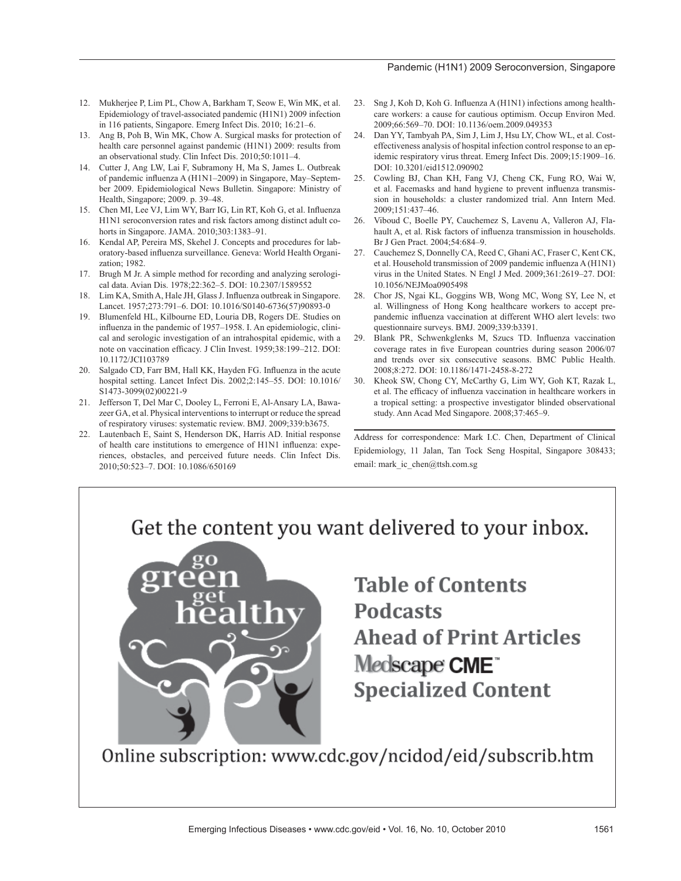12. Mukherjee P, Lim PL, Chow A, Barkham T, Seow E, Win MK, et al. Epidemiology of travel-associated pandemic (H1N1) 2009 infection in 116 patients, Singapore. Emerg Infect Dis. 2010; 16:21–6.
13. Ang B, Poh B, Win MK, Chow A. Surgical masks for protection of health care personnel against pandemic (H1N1) 2009: results from an observational study. Clin Infect Dis. 2010;50:1011–4.
14. Cutter J, Ang LW, Lai F, Subramony H, Ma S, James L. Outbreak of pandemic influenza A (H1N1–2009) in Singapore, May–September 2009. Epidemiological News Bulletin. Singapore: Ministry of Health, Singapore; 2009. p. 39–48.
15. Chen MI, Lee VJ, Lim WY, Barr IG, Lin RT, Koh G, et al. Influenza H1N1 seroconversion rates and risk factors among distinct adult cohorts in Singapore. JAMA. 2010;303:1383–91.
16. Kendal AP, Pereira MS, Skehel J. Concepts and procedures for laboratory-based influenza surveillance. Geneva: World Health Organization; 1982.
17. Brugh M Jr. A simple method for recording and analyzing serological data. Avian Dis. 1978;22:362–5. DOI: 10.2307/1589552
18. Lim KA, Smith A, Hale JH, Glass J. Influenza outbreak in Singapore. Lancet. 1957;273:791–6. DOI: 10.1016/S0140-6736(57)90893-0
19. Blumenfeld HL, Kilbourne ED, Louria DB, Rogers DE. Studies on influenza in the pandemic of 1957–1958. I. An epidemiologic, clinical and serologic investigation of an intrahospital epidemic, with a note on vaccination efficacy. J Clin Invest. 1959;38:199–212. DOI: 10.1172/JCI103789
20. Salgado CD, Farr BM, Hall KK, Hayden FG. Influenza in the acute hospital setting. Lancet Infect Dis. 2002;2:145–55. DOI: 10.1016/S1473-3099(02)00221-9
21. Jefferson T, Del Mar C, Dooley L, Ferroni E, Al-Ansary LA, Bawazeer GA, et al. Physical interventions to interrupt or reduce the spread of respiratory viruses: systematic review. BMJ. 2009;339:b3675.
22. Lautenbach E, Saint S, Henderson DK, Harris AD. Initial response of health care institutions to emergence of H1N1 influenza: experiences, obstacles, and perceived future needs. Clin Infect Dis. 2010;50:523–7. DOI: 10.1086/650169
23. Sng J, Koh D, Koh G. Influenza A (H1N1) infections among healthcare workers: a cause for cautious optimism. Occup Environ Med. 2009;66:569–70. DOI: 10.1136/oem.2009.049353
24. Dan YY, Tambyah PA, Sim J, Lim J, Hsu LY, Chow WL, et al. Cost-effectiveness analysis of hospital infection control response to an epidemic respiratory virus threat. Emerg Infect Dis. 2009;15:1909–16. DOI: 10.3201/eid1512.090902
25. Cowling BJ, Chan KH, Fang VJ, Cheng CK, Fung RO, Wai W, et al. Facemasks and hand hygiene to prevent influenza transmission in households: a cluster randomized trial. Ann Intern Med. 2009;151:437–46.
26. Viboud C, Boelle PY, Cauchemez S, Lavenu A, Valleron AJ, Flahault A, et al. Risk factors of influenza transmission in households. Br J Gen Pract. 2004;54:684–9.
27. Cauchemez S, Donnelly CA, Reed C, Ghani AC, Fraser C, Kent CK, et al. Household transmission of 2009 pandemic influenza A (H1N1) virus in the United States. N Engl J Med. 2009;361:2619–27. DOI: 10.1056/NEJMoa0905498
28. Chor JS, Ngai KL, Goggins WB, Wong MC, Wong SY, Lee N, et al. Willingness of Hong Kong healthcare workers to accept prepandemic influenza vaccination at different WHO alert levels: two questionnaire surveys. BMJ. 2009;339:b3391.
29. Blank PR, Schwenkglenks M, Szucs TD. Influenza vaccination coverage rates in five European countries during season 2006/07 and trends over six consecutive seasons. BMC Public Health. 2008;8:272. DOI: 10.1186/1471-2458-8-272
30. Kheok SW, Chong CY, McCarthy G, Lim WY, Goh KT, Razak L, et al. The efficacy of influenza vaccination in healthcare workers in a tropical setting: a prospective investigator blinded observational study. Ann Acad Med Singapore. 2008;37:465–9.

Address for correspondence: Mark I.C. Chen, Department of Clinical Epidemiology, 11 Jalan, Tan Tock Seng Hospital, Singapore 308433; email: mark_ic_chen@ttsh.com.sg

Get the content you want delivered to your inbox.

go green get healthy

Table of Contents
Podcasts
Ahead of Print Articles
Medscape CME™
Specialized Content

Online subscription: www.cdc.gov/ncidod/eid/subscrib.htm